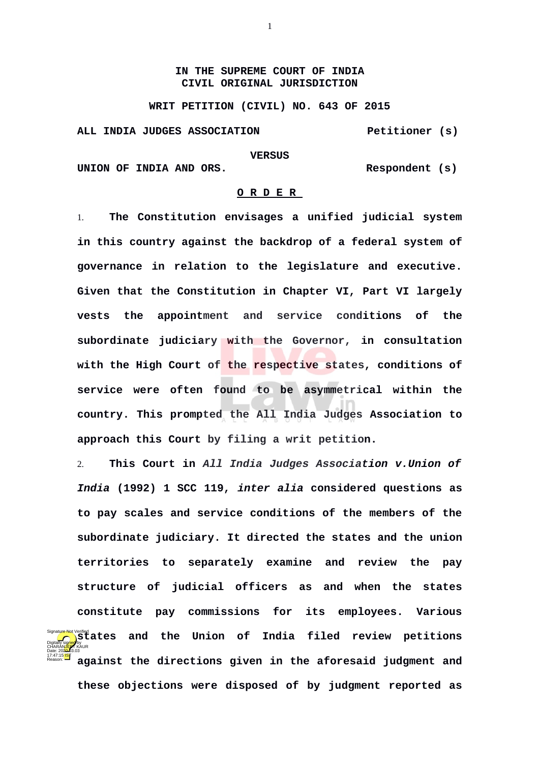**IN THE SUPREME COURT OF INDIA**
**CIVIL ORIGINAL JURISDICTION**

**WRIT PETITION (CIVIL) NO. 643 OF 2015**

**ALL INDIA JUDGES ASSOCIATION** **Petitioner (s)**

**VERSUS**

**UNION OF INDIA AND ORS.** **Respondent (s)**

**O R D E R**

1. **The Constitution envisages a unified judicial system in this country against the backdrop of a federal system of governance in relation to the legislature and executive. Given that the Constitution in Chapter VI, Part VI largely vests the appointment and service conditions of the subordinate judiciary with the Governor, in consultation with the High Court of the respective states, conditions of service were often found to be asymmetrical within the country. This prompted the All India Judges Association to approach this Court by filing a writ petition.**

2. **This Court in *All India Judges Association v.Union of India* (1992) 1 SCC 119, *inter alia* considered questions as to pay scales and service conditions of the members of the subordinate judiciary. It directed the states and the union territories to separately examine and review the pay structure of judicial officers as and when the states constitute pay commissions for its employees. Various states and the Union of India filed review petitions against the directions given in the aforesaid judgment and these objections were disposed of by judgment reported as**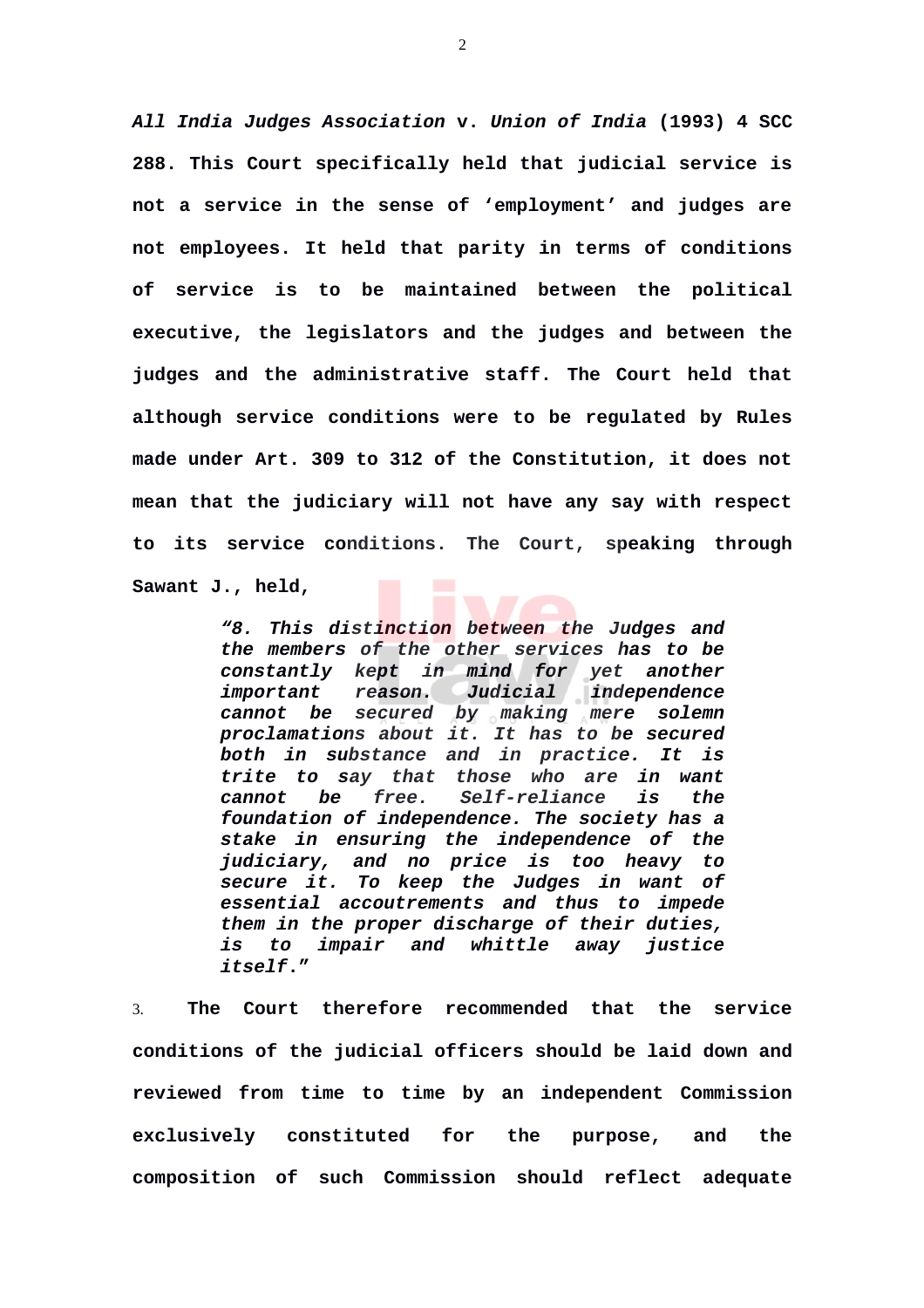***All India Judges Association*** **v.** ***Union of India*** **(1993) 4 SCC 288. This Court specifically held that judicial service is not a service in the sense of 'employment' and judges are not employees. It held that parity in terms of conditions of service is to be maintained between the political executive, the legislators and the judges and between the judges and the administrative staff. The Court held that although service conditions were to be regulated by Rules made under Art. 309 to 312 of the Constitution, it does not mean that the judiciary will not have any say with respect to its service conditions. The Court, speaking through Sawant J., held,**

> ***"8. This distinction between the Judges and the members of the other services has to be constantly kept in mind for yet another important reason. Judicial independence cannot be secured by making mere solemn proclamations about it. It has to be secured both in substance and in practice. It is trite to say that those who are in want cannot be free. Self-reliance is the foundation of independence. The society has a stake in ensuring the independence of the judiciary, and no price is too heavy to secure it. To keep the Judges in want of essential accoutrements and thus to impede them in the proper discharge of their duties, is to impair and whittle away justice itself."***

3. **The Court therefore recommended that the service conditions of the judicial officers should be laid down and reviewed from time to time by an independent Commission exclusively constituted for the purpose, and the composition of such Commission should reflect adequate**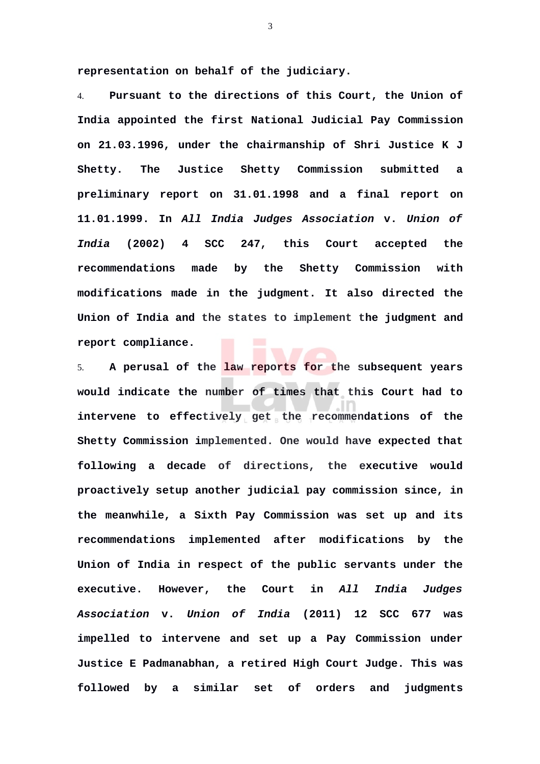**representation on behalf of the judiciary.**

4. **Pursuant to the directions of this Court, the Union of India appointed the first National Judicial Pay Commission on 21.03.1996, under the chairmanship of Shri Justice K J Shetty. The Justice Shetty Commission submitted a preliminary report on 31.01.1998 and a final report on 11.01.1999. In *All India Judges Association* v. *Union of India* (2002) 4 SCC 247, this Court accepted the recommendations made by the Shetty Commission with modifications made in the judgment. It also directed the Union of India and the states to implement the judgment and report compliance.**

5. **A perusal of the law reports for the subsequent years would indicate the number of times that this Court had to intervene to effectively get the recommendations of the Shetty Commission implemented. One would have expected that following a decade of directions, the executive would proactively setup another judicial pay commission since, in the meanwhile, a Sixth Pay Commission was set up and its recommendations implemented after modifications by the Union of India in respect of the public servants under the executive. However, the Court in *All India Judges Association* v. *Union of India* (2011) 12 SCC 677 was impelled to intervene and set up a Pay Commission under Justice E Padmanabhan, a retired High Court Judge. This was followed by a similar set of orders and judgments**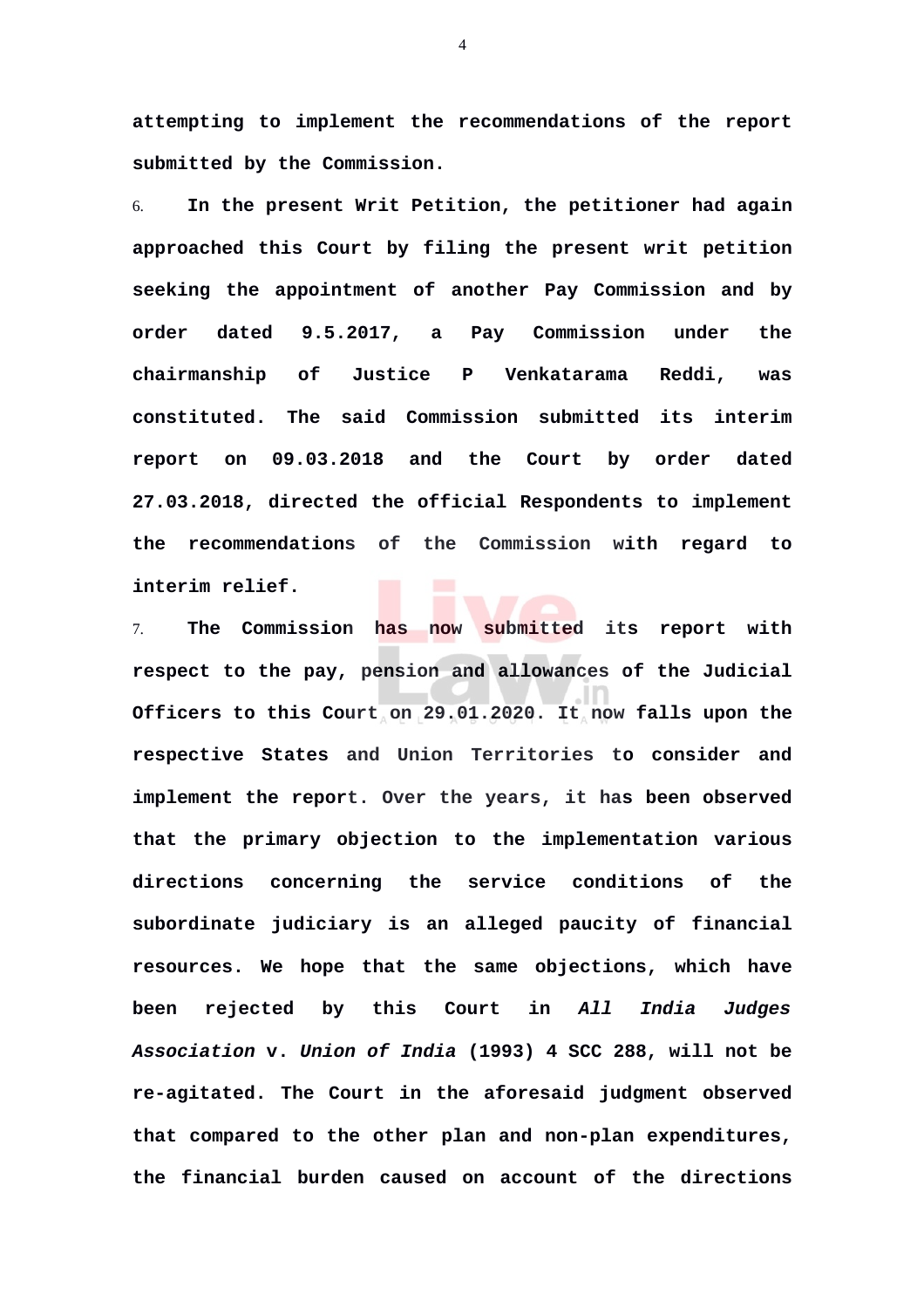**attempting to implement the recommendations of the report submitted by the Commission.**

6. **In the present Writ Petition, the petitioner had again approached this Court by filing the present writ petition seeking the appointment of another Pay Commission and by order dated 9.5.2017, a Pay Commission under the chairmanship of Justice P Venkatarama Reddi, was constituted. The said Commission submitted its interim report on 09.03.2018 and the Court by order dated 27.03.2018, directed the official Respondents to implement the recommendations of the Commission with regard to interim relief.**

7. **The Commission has now submitted its report with respect to the pay, pension and allowances of the Judicial Officers to this Court on 29.01.2020. It now falls upon the respective States and Union Territories to consider and implement the report. Over the years, it has been observed that the primary objection to the implementation various directions concerning the service conditions of the subordinate judiciary is an alleged paucity of financial resources. We hope that the same objections, which have been rejected by this Court in *All India Judges Association* v. *Union of India* (1993) 4 SCC 288, will not be re-agitated. The Court in the aforesaid judgment observed that compared to the other plan and non-plan expenditures, the financial burden caused on account of the directions**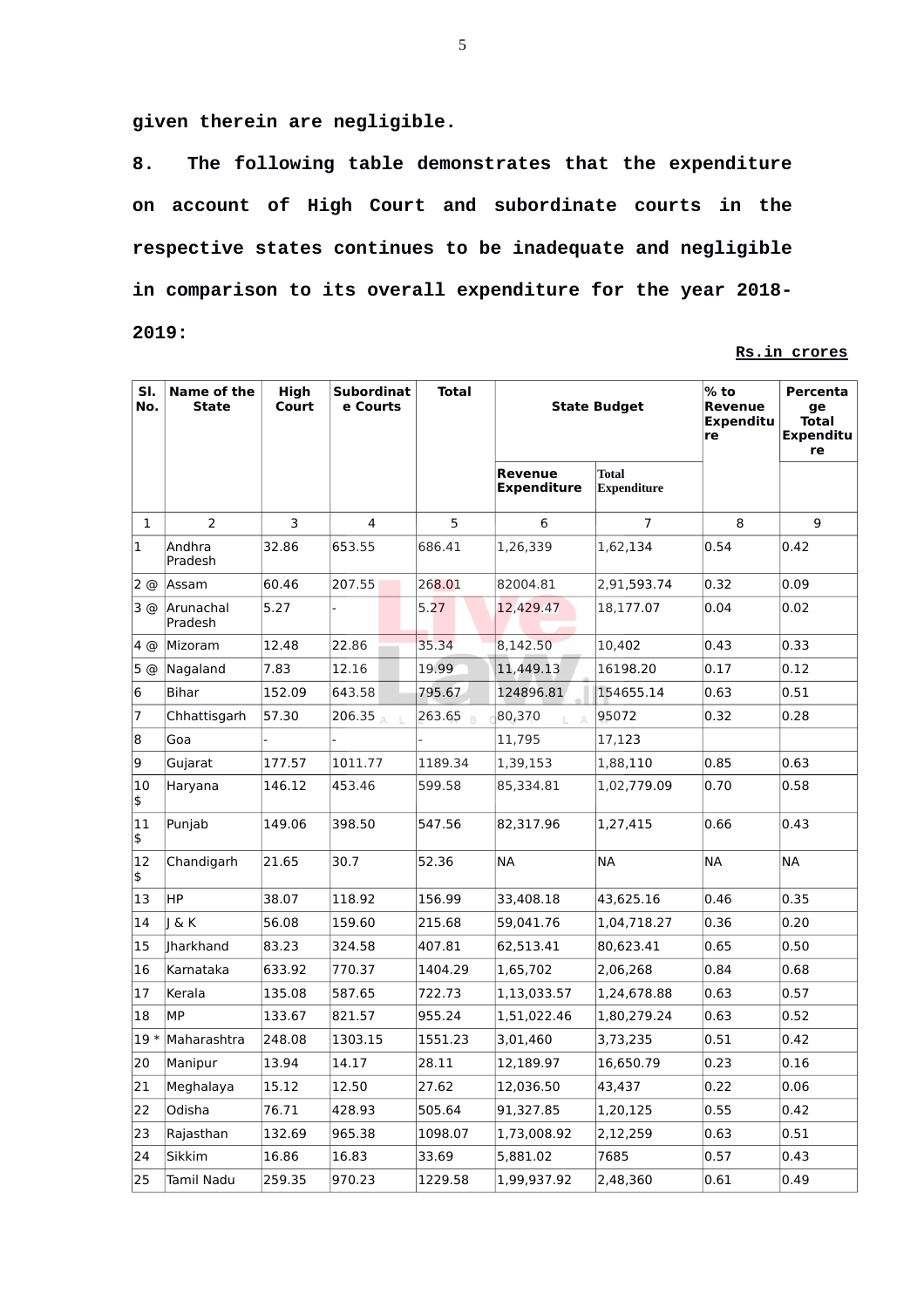**given therein are negligible.**

**8. The following table demonstrates that the expenditure on account of High Court and subordinate courts in the respective states continues to be inadequate and negligible in comparison to its overall expenditure for the year 2018-2019:**

**Rs.in crores**

| Sl. No. | Name of the State | High Court | Subordinate Courts | Total | State Budget | | % to Revenue Expenditure | Percentage Total Expenditure |
|---|---|---|---|---|---|---|---|---|
| | | | | | Revenue Expenditure | Total Expenditure | | |
| 1 | 2 | 3 | 4 | 5 | 6 | 7 | 8 | 9 |
| 1 | Andhra Pradesh | 32.86 | 653.55 | 686.41 | 1,26,339 | 1,62,134 | 0.54 | 0.42 |
| 2 @ | Assam | 60.46 | 207.55 | 268.01 | 82004.81 | 2,91,593.74 | 0.32 | 0.09 |
| 3 @ | Arunachal Pradesh | 5.27 | - | 5.27 | 12,429.47 | 18,177.07 | 0.04 | 0.02 |
| 4 @ | Mizoram | 12.48 | 22.86 | 35.34 | 8,142.50 | 10,402 | 0.43 | 0.33 |
| 5 @ | Nagaland | 7.83 | 12.16 | 19.99 | 11,449.13 | 16198.20 | 0.17 | 0.12 |
| 6 | Bihar | 152.09 | 643.58 | 795.67 | 124896.81 | 154655.14 | 0.63 | 0.51 |
| 7 | Chhattisgarh | 57.30 | 206.35 | 263.65 | 80,370 | 95072 | 0.32 | 0.28 |
| 8 | Goa | - | - | - | 11,795 | 17,123 | | |
| 9 | Gujarat | 177.57 | 1011.77 | 1189.34 | 1,39,153 | 1,88,110 | 0.85 | 0.63 |
| 10 $ | Haryana | 146.12 | 453.46 | 599.58 | 85,334.81 | 1,02,779.09 | 0.70 | 0.58 |
| 11 $ | Punjab | 149.06 | 398.50 | 547.56 | 82,317.96 | 1,27,415 | 0.66 | 0.43 |
| 12 $ | Chandigarh | 21.65 | 30.7 | 52.36 | NA | NA | NA | NA |
| 13 | HP | 38.07 | 118.92 | 156.99 | 33,408.18 | 43,625.16 | 0.46 | 0.35 |
| 14 | J & K | 56.08 | 159.60 | 215.68 | 59,041.76 | 1,04,718.27 | 0.36 | 0.20 |
| 15 | Jharkhand | 83.23 | 324.58 | 407.81 | 62,513.41 | 80,623.41 | 0.65 | 0.50 |
| 16 | Karnataka | 633.92 | 770.37 | 1404.29 | 1,65,702 | 2,06,268 | 0.84 | 0.68 |
| 17 | Kerala | 135.08 | 587.65 | 722.73 | 1,13,033.57 | 1,24,678.88 | 0.63 | 0.57 |
| 18 | MP | 133.67 | 821.57 | 955.24 | 1,51,022.46 | 1,80,279.24 | 0.63 | 0.52 |
| 19 * | Maharashtra | 248.08 | 1303.15 | 1551.23 | 3,01,460 | 3,73,235 | 0.51 | 0.42 |
| 20 | Manipur | 13.94 | 14.17 | 28.11 | 12,189.97 | 16,650.79 | 0.23 | 0.16 |
| 21 | Meghalaya | 15.12 | 12.50 | 27.62 | 12,036.50 | 43,437 | 0.22 | 0.06 |
| 22 | Odisha | 76.71 | 428.93 | 505.64 | 91,327.85 | 1,20,125 | 0.55 | 0.42 |
| 23 | Rajasthan | 132.69 | 965.38 | 1098.07 | 1,73,008.92 | 2,12,259 | 0.63 | 0.51 |
| 24 | Sikkim | 16.86 | 16.83 | 33.69 | 5,881.02 | 7685 | 0.57 | 0.43 |
| 25 | Tamil Nadu | 259.35 | 970.23 | 1229.58 | 1,99,937.92 | 2,48,360 | 0.61 | 0.49 |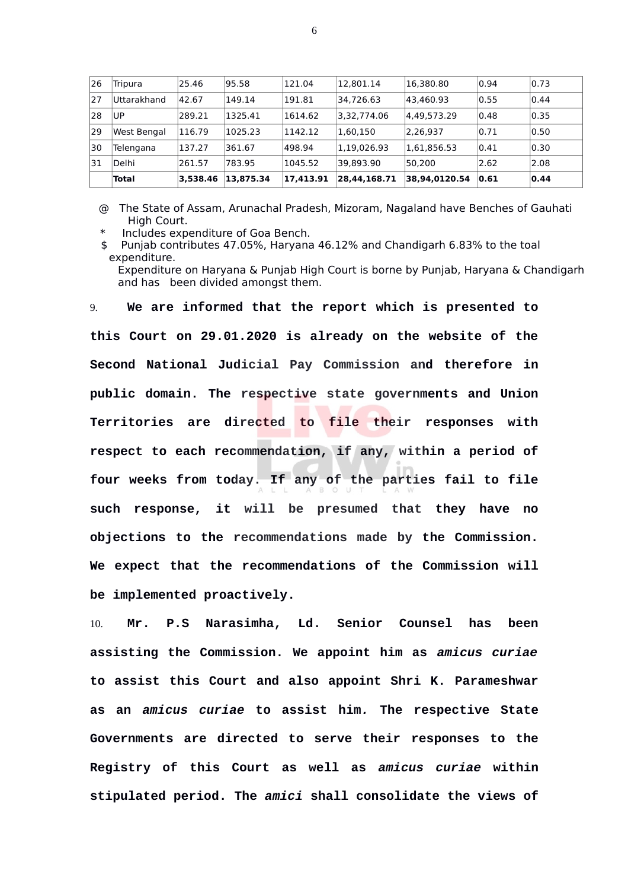| 26 | Tripura | 25.46 | 95.58 | 121.04 | 12,801.14 | 16,380.80 | 0.94 | 0.73 |
|---|---|---|---|---|---|---|---|---|
| 27 | Uttarakhand | 42.67 | 149.14 | 191.81 | 34,726.63 | 43,460.93 | 0.55 | 0.44 |
| 28 | UP | 289.21 | 1325.41 | 1614.62 | 3,32,774.06 | 4,49,573.29 | 0.48 | 0.35 |
| 29 | West Bengal | 116.79 | 1025.23 | 1142.12 | 1,60,150 | 2,26,937 | 0.71 | 0.50 |
| 30 | Telengana | 137.27 | 361.67 | 498.94 | 1,19,026.93 | 1,61,856.53 | 0.41 | 0.30 |
| 31 | Delhi | 261.57 | 783.95 | 1045.52 | 39,893.90 | 50,200 | 2.62 | 2.08 |
| | **Total** | **3,538.46** | **13,875.34** | **17,413.91** | **28,44,168.71** | **38,94,0120.54** | **0.61** | **0.44** |

@ The State of Assam, Arunachal Pradesh, Mizoram, Nagaland have Benches of Gauhati High Court.

\* Includes expenditure of Goa Bench.

$ Punjab contributes 47.05%, Haryana 46.12% and Chandigarh 6.83% to the toal expenditure.

Expenditure on Haryana & Punjab High Court is borne by Punjab, Haryana & Chandigarh and has been divided amongst them.

9. **We are informed that the report which is presented to this Court on 29.01.2020 is already on the website of the Second National Judicial Pay Commission and therefore in public domain. The respective state governments and Union Territories are directed to file their responses with respect to each recommendation, if any, within a period of four weeks from today. If any of the parties fail to file such response, it will be presumed that they have no objections to the recommendations made by the Commission. We expect that the recommendations of the Commission will be implemented proactively.**

10. **Mr. P.S Narasimha, Ld. Senior Counsel has been assisting the Commission. We appoint him as *amicus curiae* to assist this Court and also appoint Shri K. Parameshwar as an *amicus curiae* to assist him. The respective State Governments are directed to serve their responses to the Registry of this Court as well as *amicus curiae* within stipulated period. The *amici* shall consolidate the views of**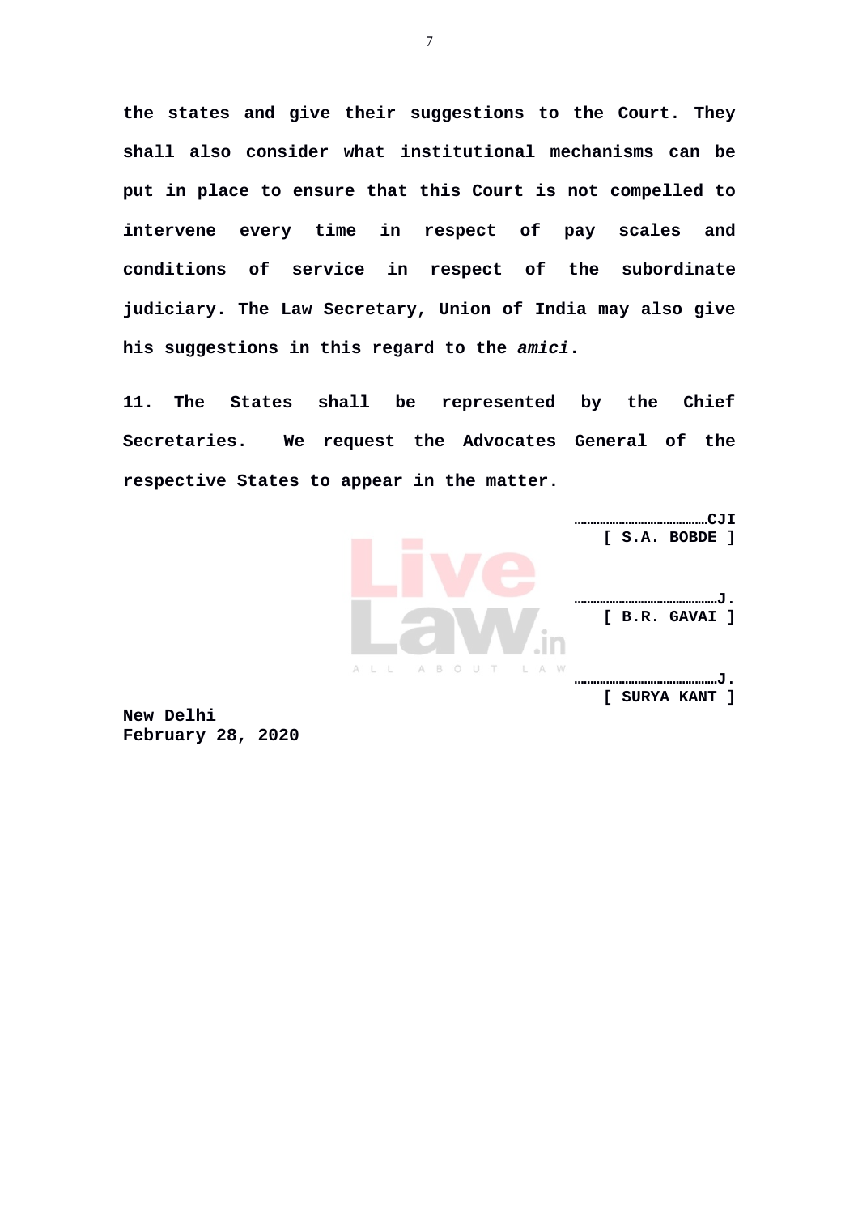**the states and give their suggestions to the Court. They shall also consider what institutional mechanisms can be put in place to ensure that this Court is not compelled to intervene every time in respect of pay scales and conditions of service in respect of the subordinate judiciary. The Law Secretary, Union of India may also give his suggestions in this regard to the *amici*.**

**11. The States shall be represented by the Chief Secretaries. We request the Advocates General of the respective States to appear in the matter.**

**……………………………………CJI**
**[ S.A. BOBDE ]**

**………………………………………J.**
**[ B.R. GAVAI ]**

**………………………………………J.**
**[ SURYA KANT ]**

**New Delhi**
**February 28, 2020**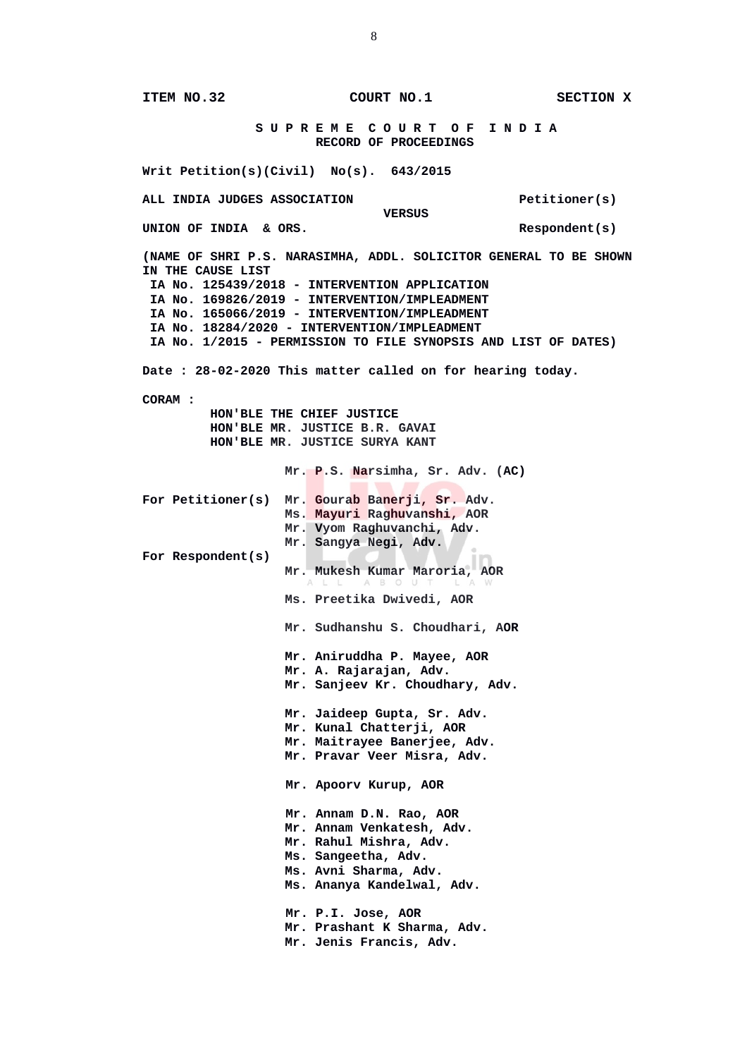**ITEM NO.32 COURT NO.1 SECTION X**

**S U P R E M E C O U R T O F I N D I A**
**RECORD OF PROCEEDINGS**

**Writ Petition(s)(Civil) No(s). 643/2015**

**ALL INDIA JUDGES ASSOCIATION Petitioner(s)**

**VERSUS**

**UNION OF INDIA & ORS. Respondent(s)**

**(NAME OF SHRI P.S. NARASIMHA, ADDL. SOLICITOR GENERAL TO BE SHOWN IN THE CAUSE LIST**
**IA No. 125439/2018 - INTERVENTION APPLICATION**
**IA No. 169826/2019 - INTERVENTION/IMPLEADMENT**
**IA No. 165066/2019 - INTERVENTION/IMPLEADMENT**
**IA No. 18284/2020 - INTERVENTION/IMPLEADMENT**
**IA No. 1/2015 - PERMISSION TO FILE SYNOPSIS AND LIST OF DATES)**

**Date : 28-02-2020 This matter called on for hearing today.**

**CORAM :**
**HON'BLE THE CHIEF JUSTICE**
**HON'BLE MR. JUSTICE B.R. GAVAI**
**HON'BLE MR. JUSTICE SURYA KANT**

Mr. P.S. Narsimha, Sr. Adv. (AC)

For Petitioner(s)
Mr. Gourab Banerji, Sr. Adv.
Ms. Mayuri Raghuvanshi, AOR
Mr. Vyom Raghuvanchi, Adv.
Mr. Sangya Negi, Adv.

For Respondent(s)
Mr. Mukesh Kumar Maroria, AOR

Ms. Preetika Dwivedi, AOR

Mr. Sudhanshu S. Choudhari, AOR

Mr. Aniruddha P. Mayee, AOR
Mr. A. Rajarajan, Adv.
Mr. Sanjeev Kr. Choudhary, Adv.

Mr. Jaideep Gupta, Sr. Adv.
Mr. Kunal Chatterji, AOR
Mr. Maitrayee Banerjee, Adv.
Mr. Pravar Veer Misra, Adv.

Mr. Apoorv Kurup, AOR

Mr. Annam D.N. Rao, AOR
Mr. Annam Venkatesh, Adv.
Mr. Rahul Mishra, Adv.
Ms. Sangeetha, Adv.
Ms. Avni Sharma, Adv.
Ms. Ananya Kandelwal, Adv.

Mr. P.I. Jose, AOR
Mr. Prashant K Sharma, Adv.
Mr. Jenis Francis, Adv.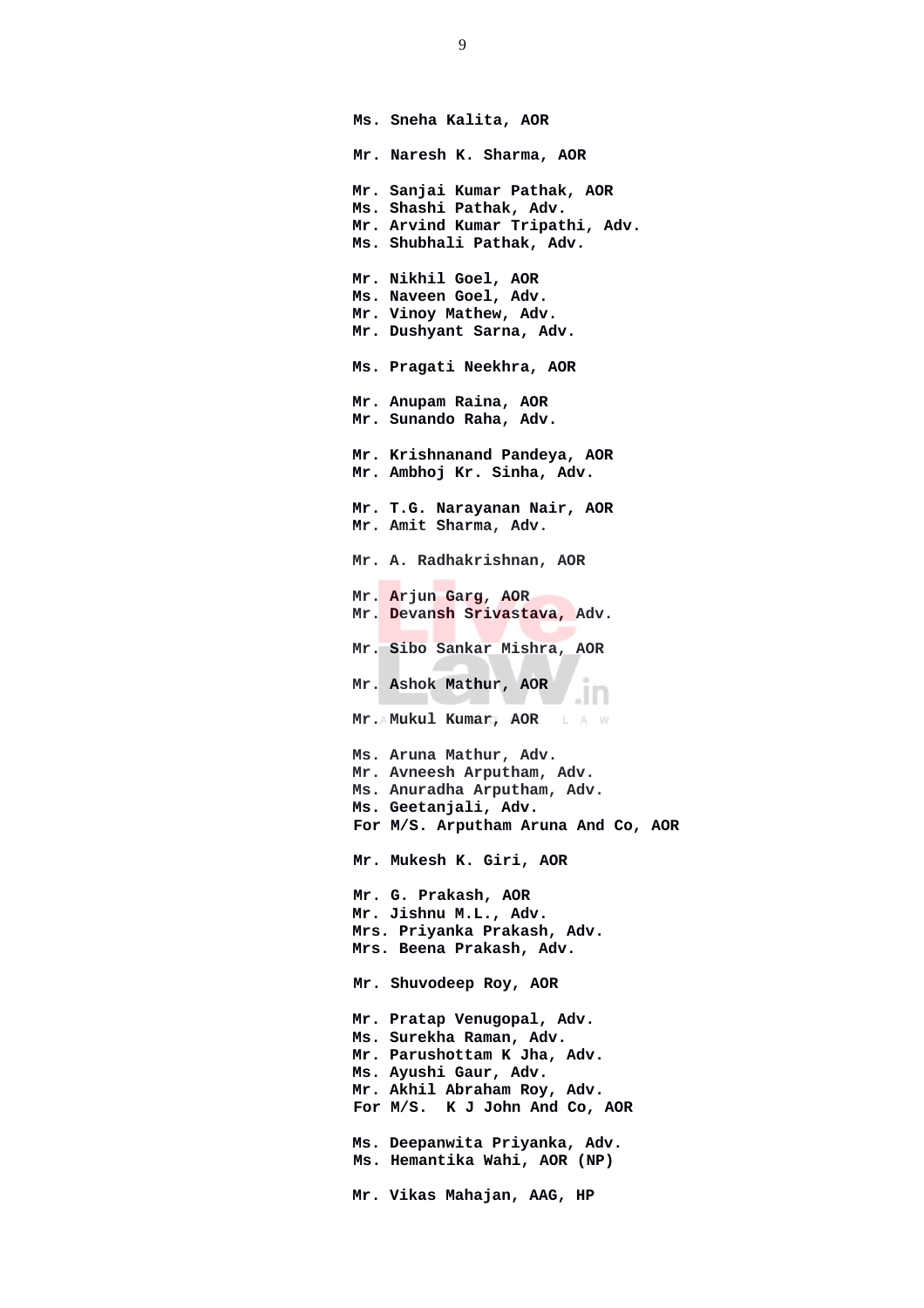**Ms. Sneha Kalita, AOR**

**Mr. Naresh K. Sharma, AOR**

**Mr. Sanjai Kumar Pathak, AOR**
**Ms. Shashi Pathak, Adv.**
**Mr. Arvind Kumar Tripathi, Adv.**
**Ms. Shubhali Pathak, Adv.**

**Mr. Nikhil Goel, AOR**
**Ms. Naveen Goel, Adv.**
**Mr. Vinoy Mathew, Adv.**
**Mr. Dushyant Sarna, Adv.**

**Ms. Pragati Neekhra, AOR**

**Mr. Anupam Raina, AOR**
**Mr. Sunando Raha, Adv.**

**Mr. Krishnanand Pandeya, AOR**
**Mr. Ambhoj Kr. Sinha, Adv.**

**Mr. T.G. Narayanan Nair, AOR**
**Mr. Amit Sharma, Adv.**

**Mr. A. Radhakrishnan, AOR**

**Mr. Arjun Garg, AOR**
**Mr. Devansh Srivastava, Adv.**

**Mr. Sibo Sankar Mishra, AOR**

**Mr. Ashok Mathur, AOR**

**Mr. Mukul Kumar, AOR**

**Ms. Aruna Mathur, Adv.**
**Mr. Avneesh Arputham, Adv.**
**Ms. Anuradha Arputham, Adv.**
**Ms. Geetanjali, Adv.**
**For M/S. Arputham Aruna And Co, AOR**

**Mr. Mukesh K. Giri, AOR**

**Mr. G. Prakash, AOR**
**Mr. Jishnu M.L., Adv.**
**Mrs. Priyanka Prakash, Adv.**
**Mrs. Beena Prakash, Adv.**

**Mr. Shuvodeep Roy, AOR**

**Mr. Pratap Venugopal, Adv.**
**Ms. Surekha Raman, Adv.**
**Mr. Parushottam K Jha, Adv.**
**Ms. Ayushi Gaur, Adv.**
**Mr. Akhil Abraham Roy, Adv.**
**For M/S. K J John And Co, AOR**

**Ms. Deepanwita Priyanka, Adv.**
**Ms. Hemantika Wahi, AOR (NP)**

**Mr. Vikas Mahajan, AAG, HP**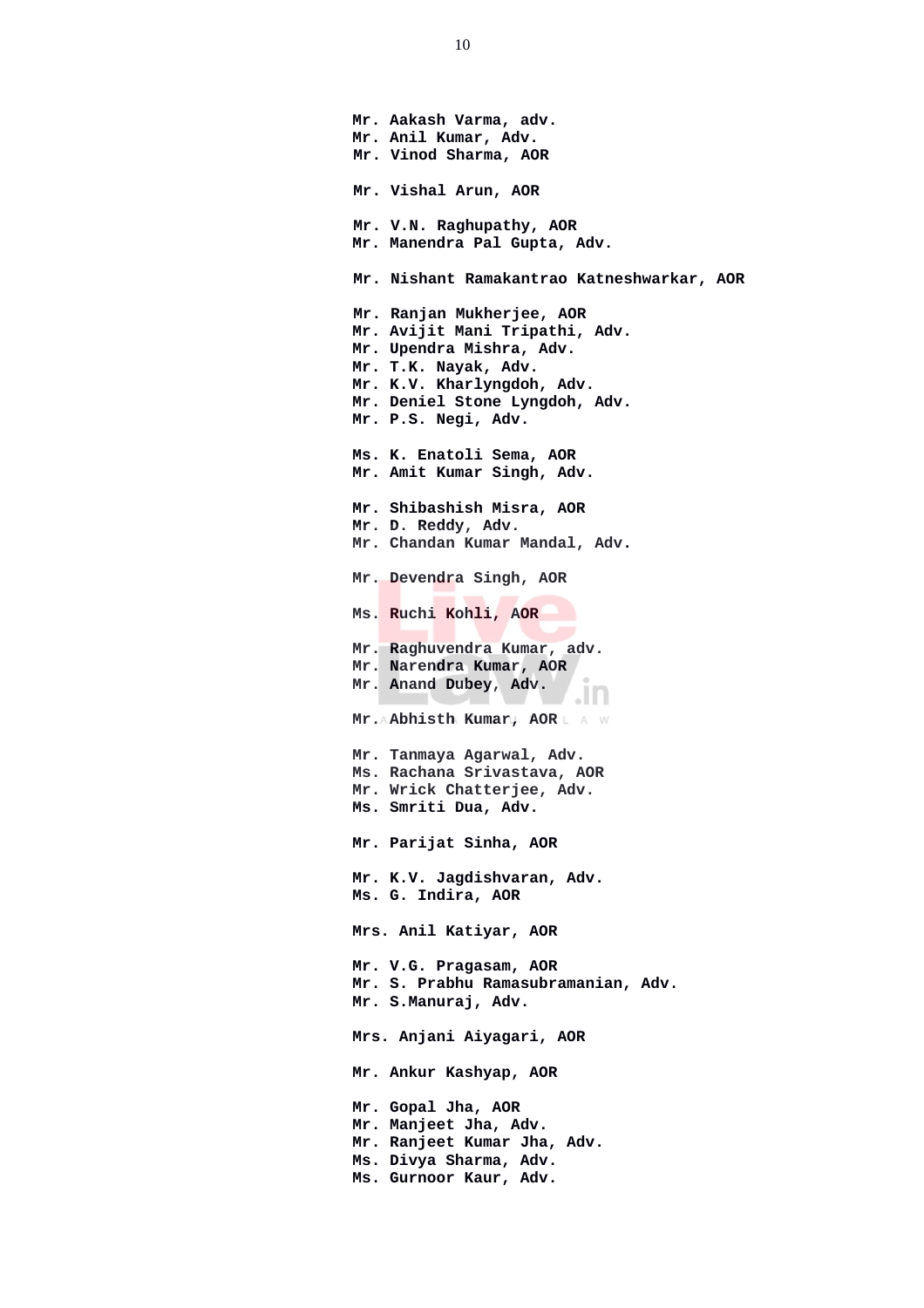**Mr. Aakash Varma, adv.**
**Mr. Anil Kumar, Adv.**
**Mr. Vinod Sharma, AOR**

**Mr. Vishal Arun, AOR**

**Mr. V.N. Raghupathy, AOR**
**Mr. Manendra Pal Gupta, Adv.**

**Mr. Nishant Ramakantrao Katneshwarkar, AOR**

**Mr. Ranjan Mukherjee, AOR**
**Mr. Avijit Mani Tripathi, Adv.**
**Mr. Upendra Mishra, Adv.**
**Mr. T.K. Nayak, Adv.**
**Mr. K.V. Kharlyngdoh, Adv.**
**Mr. Deniel Stone Lyngdoh, Adv.**
**Mr. P.S. Negi, Adv.**

**Ms. K. Enatoli Sema, AOR**
**Mr. Amit Kumar Singh, Adv.**

**Mr. Shibashish Misra, AOR**
**Mr. D. Reddy, Adv.**
**Mr. Chandan Kumar Mandal, Adv.**

**Mr. Devendra Singh, AOR**

**Ms. Ruchi Kohli, AOR**

**Mr. Raghuvendra Kumar, adv.**
**Mr. Narendra Kumar, AOR**
**Mr. Anand Dubey, Adv.**

**Mr. Abhisth Kumar, AOR**

**Mr. Tanmaya Agarwal, Adv.**
**Ms. Rachana Srivastava, AOR**
**Mr. Wrick Chatterjee, Adv.**
**Ms. Smriti Dua, Adv.**

**Mr. Parijat Sinha, AOR**

**Mr. K.V. Jagdishvaran, Adv.**
**Ms. G. Indira, AOR**

**Mrs. Anil Katiyar, AOR**

**Mr. V.G. Pragasam, AOR**
**Mr. S. Prabhu Ramasubramanian, Adv.**
**Mr. S.Manuraj, Adv.**

**Mrs. Anjani Aiyagari, AOR**

**Mr. Ankur Kashyap, AOR**

**Mr. Gopal Jha, AOR**
**Mr. Manjeet Jha, Adv.**
**Mr. Ranjeet Kumar Jha, Adv.**
**Ms. Divya Sharma, Adv.**
**Ms. Gurnoor Kaur, Adv.**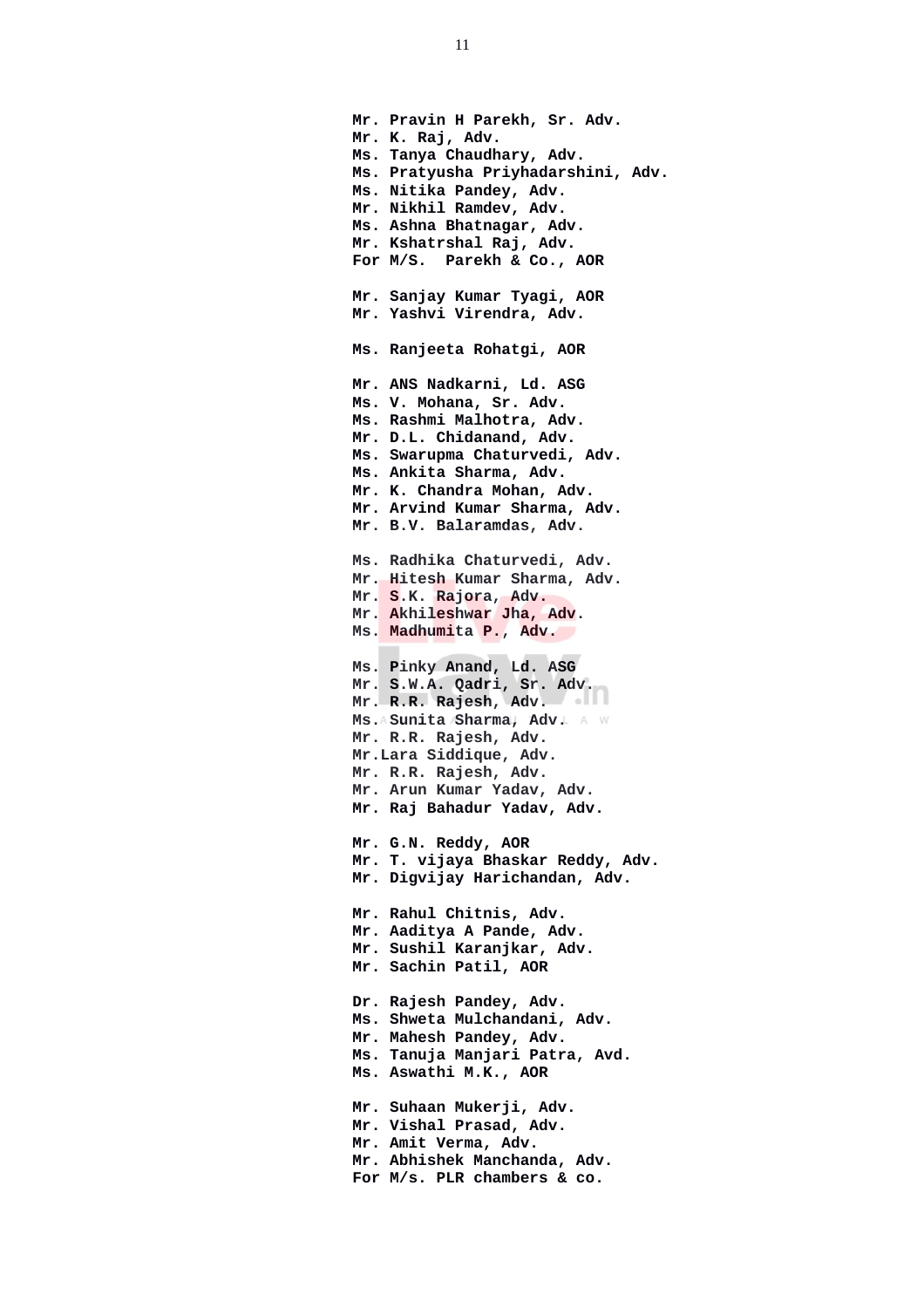**Mr. Pravin H Parekh, Sr. Adv.**
**Mr. K. Raj, Adv.**
**Ms. Tanya Chaudhary, Adv.**
**Ms. Pratyusha Priyhadarshini, Adv.**
**Ms. Nitika Pandey, Adv.**
**Mr. Nikhil Ramdev, Adv.**
**Ms. Ashna Bhatnagar, Adv.**
**Mr. Kshatrshal Raj, Adv.**
**For M/S. Parekh & Co., AOR**

**Mr. Sanjay Kumar Tyagi, AOR**
**Mr. Yashvi Virendra, Adv.**

**Ms. Ranjeeta Rohatgi, AOR**

**Mr. ANS Nadkarni, Ld. ASG**
**Ms. V. Mohana, Sr. Adv.**
**Ms. Rashmi Malhotra, Adv.**
**Mr. D.L. Chidanand, Adv.**
**Ms. Swarupma Chaturvedi, Adv.**
**Ms. Ankita Sharma, Adv.**
**Mr. K. Chandra Mohan, Adv.**
**Mr. Arvind Kumar Sharma, Adv.**
**Mr. B.V. Balaramdas, Adv.**

**Ms. Radhika Chaturvedi, Adv.**
**Mr. Hitesh Kumar Sharma, Adv.**
**Mr. S.K. Rajora, Adv.**
**Mr. Akhileshwar Jha, Adv.**
**Ms. Madhumita P., Adv.**

**Ms. Pinky Anand, Ld. ASG**
**Mr. S.W.A. Qadri, Sr. Adv.**
**Mr. R.R. Rajesh, Adv.**
**Ms. Sunita Sharma, Adv.**
**Mr. R.R. Rajesh, Adv.**
**Mr.Lara Siddique, Adv.**
**Mr. R.R. Rajesh, Adv.**
**Mr. Arun Kumar Yadav, Adv.**
**Mr. Raj Bahadur Yadav, Adv.**

**Mr. G.N. Reddy, AOR**
**Mr. T. vijaya Bhaskar Reddy, Adv.**
**Mr. Digvijay Harichandan, Adv.**

**Mr. Rahul Chitnis, Adv.**
**Mr. Aaditya A Pande, Adv.**
**Mr. Sushil Karanjkar, Adv.**
**Mr. Sachin Patil, AOR**

**Dr. Rajesh Pandey, Adv.**
**Ms. Shweta Mulchandani, Adv.**
**Mr. Mahesh Pandey, Adv.**
**Ms. Tanuja Manjari Patra, Avd.**
**Ms. Aswathi M.K., AOR**

**Mr. Suhaan Mukerji, Adv.**
**Mr. Vishal Prasad, Adv.**
**Mr. Amit Verma, Adv.**
**Mr. Abhishek Manchanda, Adv.**
**For M/s. PLR chambers & co.**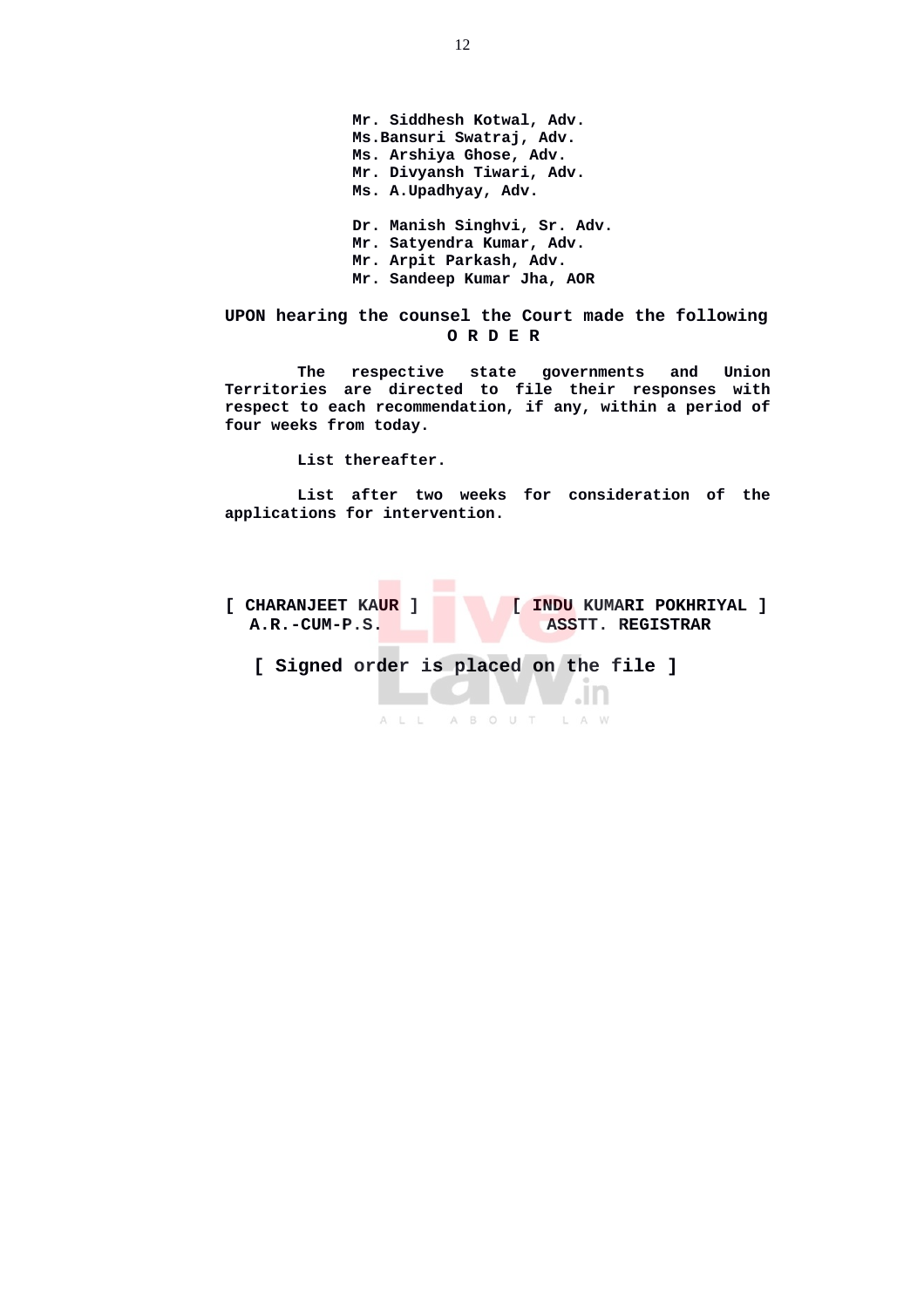**Mr. Siddhesh Kotwal, Adv.**
**Ms.Bansuri Swatraj, Adv.**
**Ms. Arshiya Ghose, Adv.**
**Mr. Divyansh Tiwari, Adv.**
**Ms. A.Upadhyay, Adv.**

**Dr. Manish Singhvi, Sr. Adv.**
**Mr. Satyendra Kumar, Adv.**
**Mr. Arpit Parkash, Adv.**
**Mr. Sandeep Kumar Jha, AOR**

**UPON hearing the counsel the Court made the following**

**O R D E R**

**The respective state governments and Union Territories are directed to file their responses with respect to each recommendation, if any, within a period of four weeks from today.**

**List thereafter.**

**List after two weeks for consideration of the applications for intervention.**

**[ CHARANJEET KAUR ]**
**A.R.-CUM-P.S.**

**[ INDU KUMARI POKHRIYAL ]**
**ASSTT. REGISTRAR**

**[ Signed order is placed on the file ]**